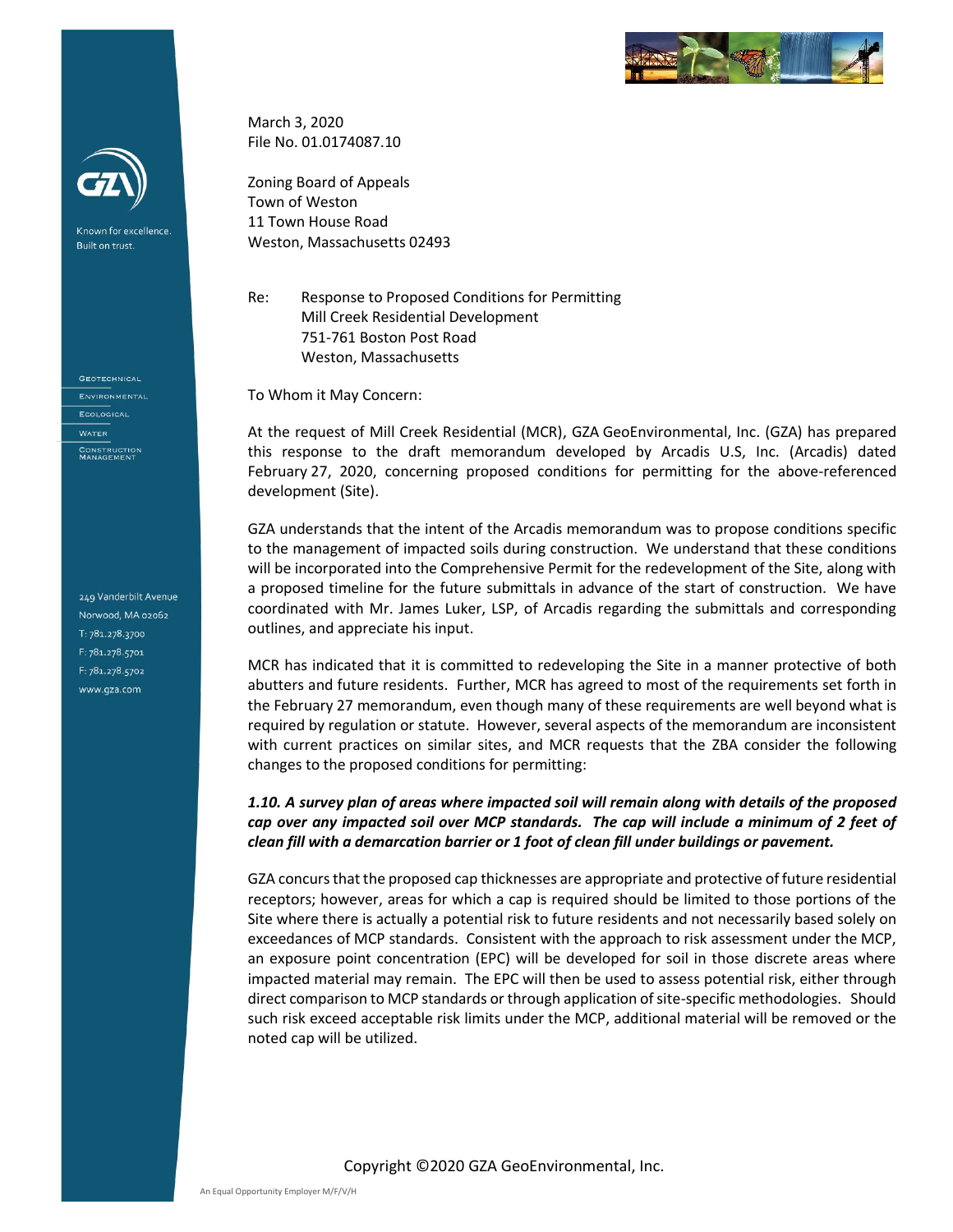March 3, 2020
File No. 01.0174087.10

Zoning Board of Appeals
Town of Weston
11 Town House Road
Weston, Massachusetts 02493

Re: Response to Proposed Conditions for Permitting
Mill Creek Residential Development
751-761 Boston Post Road
Weston, Massachusetts

To Whom it May Concern:

At the request of Mill Creek Residential (MCR), GZA GeoEnvironmental, Inc. (GZA) has prepared this response to the draft memorandum developed by Arcadis U.S, Inc. (Arcadis) dated February 27, 2020, concerning proposed conditions for permitting for the above-referenced development (Site).

GZA understands that the intent of the Arcadis memorandum was to propose conditions specific to the management of impacted soils during construction. We understand that these conditions will be incorporated into the Comprehensive Permit for the redevelopment of the Site, along with a proposed timeline for the future submittals in advance of the start of construction. We have coordinated with Mr. James Luker, LSP, of Arcadis regarding the submittals and corresponding outlines, and appreciate his input.

MCR has indicated that it is committed to redeveloping the Site in a manner protective of both abutters and future residents. Further, MCR has agreed to most of the requirements set forth in the February 27 memorandum, even though many of these requirements are well beyond what is required by regulation or statute. However, several aspects of the memorandum are inconsistent with current practices on similar sites, and MCR requests that the ZBA consider the following changes to the proposed conditions for permitting:

***1.10. A survey plan of areas where impacted soil will remain along with details of the proposed cap over any impacted soil over MCP standards. The cap will include a minimum of 2 feet of clean fill with a demarcation barrier or 1 foot of clean fill under buildings or pavement.***

GZA concurs that the proposed cap thicknesses are appropriate and protective of future residential receptors; however, areas for which a cap is required should be limited to those portions of the Site where there is actually a potential risk to future residents and not necessarily based solely on exceedances of MCP standards. Consistent with the approach to risk assessment under the MCP, an exposure point concentration (EPC) will be developed for soil in those discrete areas where impacted material may remain. The EPC will then be used to assess potential risk, either through direct comparison to MCP standards or through application of site-specific methodologies. Should such risk exceed acceptable risk limits under the MCP, additional material will be removed or the noted cap will be utilized.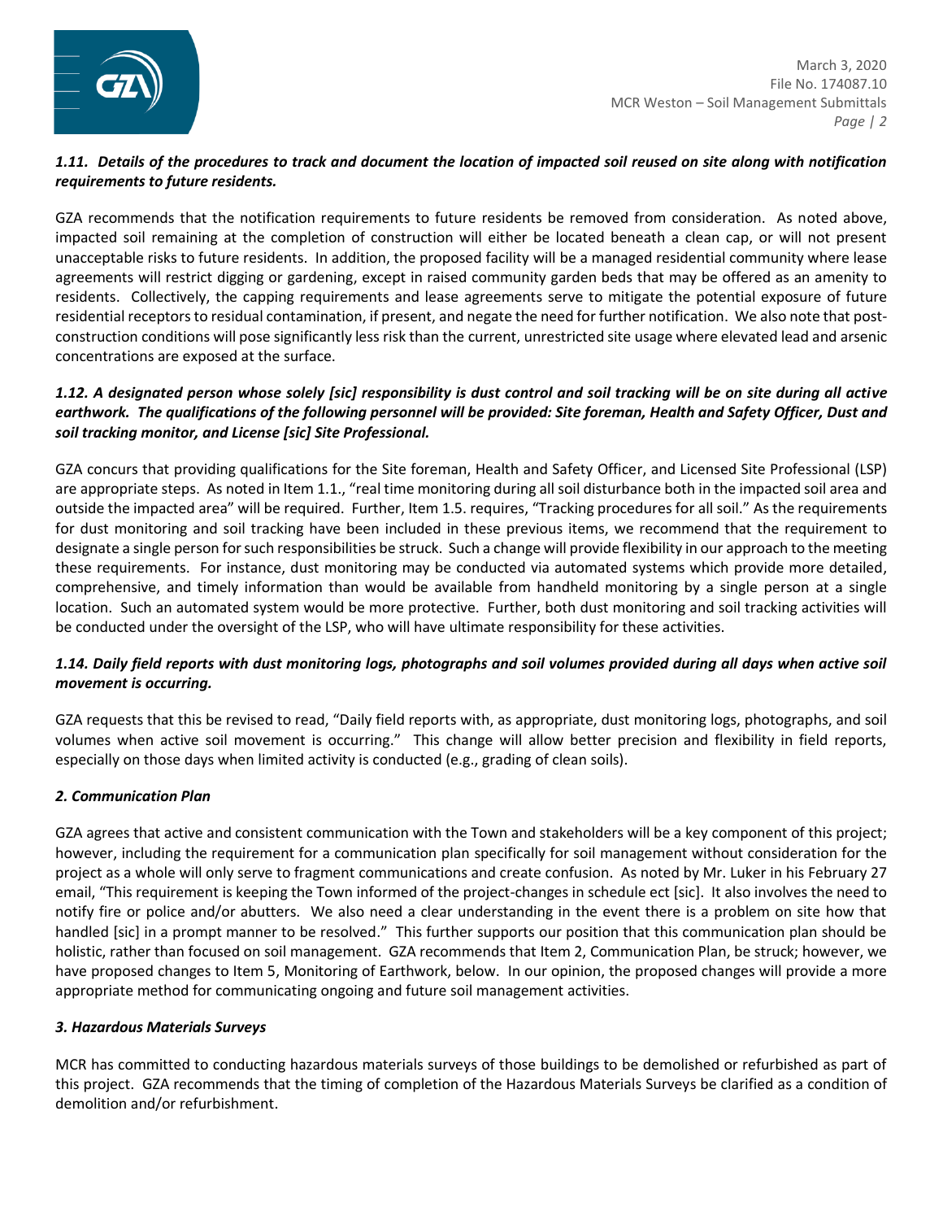***1.11. Details of the procedures to track and document the location of impacted soil reused on site along with notification requirements to future residents.***

GZA recommends that the notification requirements to future residents be removed from consideration. As noted above, impacted soil remaining at the completion of construction will either be located beneath a clean cap, or will not present unacceptable risks to future residents. In addition, the proposed facility will be a managed residential community where lease agreements will restrict digging or gardening, except in raised community garden beds that may be offered as an amenity to residents. Collectively, the capping requirements and lease agreements serve to mitigate the potential exposure of future residential receptors to residual contamination, if present, and negate the need for further notification. We also note that post-construction conditions will pose significantly less risk than the current, unrestricted site usage where elevated lead and arsenic concentrations are exposed at the surface.

***1.12. A designated person whose solely [sic] responsibility is dust control and soil tracking will be on site during all active earthwork. The qualifications of the following personnel will be provided: Site foreman, Health and Safety Officer, Dust and soil tracking monitor, and License [sic] Site Professional.***

GZA concurs that providing qualifications for the Site foreman, Health and Safety Officer, and Licensed Site Professional (LSP) are appropriate steps. As noted in Item 1.1., "real time monitoring during all soil disturbance both in the impacted soil area and outside the impacted area" will be required. Further, Item 1.5. requires, "Tracking procedures for all soil." As the requirements for dust monitoring and soil tracking have been included in these previous items, we recommend that the requirement to designate a single person for such responsibilities be struck. Such a change will provide flexibility in our approach to the meeting these requirements. For instance, dust monitoring may be conducted via automated systems which provide more detailed, comprehensive, and timely information than would be available from handheld monitoring by a single person at a single location. Such an automated system would be more protective. Further, both dust monitoring and soil tracking activities will be conducted under the oversight of the LSP, who will have ultimate responsibility for these activities.

***1.14. Daily field reports with dust monitoring logs, photographs and soil volumes provided during all days when active soil movement is occurring.***

GZA requests that this be revised to read, "Daily field reports with, as appropriate, dust monitoring logs, photographs, and soil volumes when active soil movement is occurring." This change will allow better precision and flexibility in field reports, especially on those days when limited activity is conducted (e.g., grading of clean soils).

***2. Communication Plan***

GZA agrees that active and consistent communication with the Town and stakeholders will be a key component of this project; however, including the requirement for a communication plan specifically for soil management without consideration for the project as a whole will only serve to fragment communications and create confusion. As noted by Mr. Luker in his February 27 email, "This requirement is keeping the Town informed of the project-changes in schedule ect [sic]. It also involves the need to notify fire or police and/or abutters. We also need a clear understanding in the event there is a problem on site how that handled [sic] in a prompt manner to be resolved." This further supports our position that this communication plan should be holistic, rather than focused on soil management. GZA recommends that Item 2, Communication Plan, be struck; however, we have proposed changes to Item 5, Monitoring of Earthwork, below. In our opinion, the proposed changes will provide a more appropriate method for communicating ongoing and future soil management activities.

***3. Hazardous Materials Surveys***

MCR has committed to conducting hazardous materials surveys of those buildings to be demolished or refurbished as part of this project. GZA recommends that the timing of completion of the Hazardous Materials Surveys be clarified as a condition of demolition and/or refurbishment.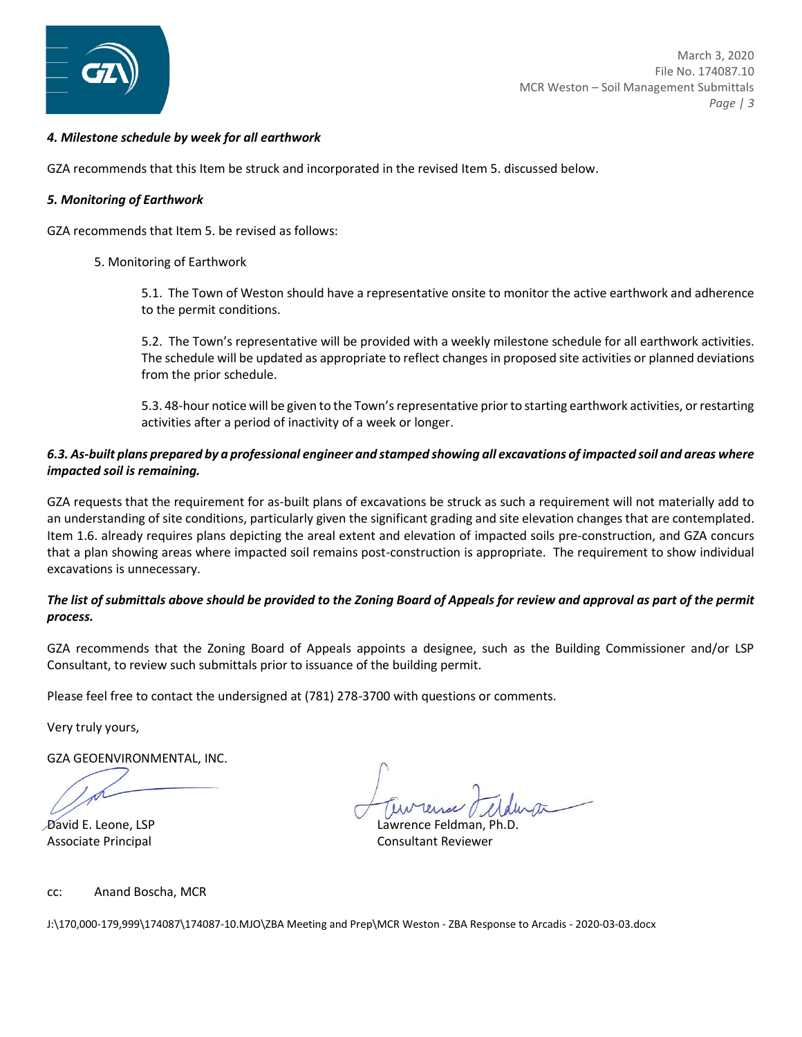***4. Milestone schedule by week for all earthwork***

GZA recommends that this Item be struck and incorporated in the revised Item 5. discussed below.

***5. Monitoring of Earthwork***

GZA recommends that Item 5. be revised as follows:

5. Monitoring of Earthwork

5.1. The Town of Weston should have a representative onsite to monitor the active earthwork and adherence to the permit conditions.

5.2. The Town's representative will be provided with a weekly milestone schedule for all earthwork activities. The schedule will be updated as appropriate to reflect changes in proposed site activities or planned deviations from the prior schedule.

5.3. 48-hour notice will be given to the Town's representative prior to starting earthwork activities, or restarting activities after a period of inactivity of a week or longer.

***6.3. As-built plans prepared by a professional engineer and stamped showing all excavations of impacted soil and areas where impacted soil is remaining.***

GZA requests that the requirement for as-built plans of excavations be struck as such a requirement will not materially add to an understanding of site conditions, particularly given the significant grading and site elevation changes that are contemplated. Item 1.6. already requires plans depicting the areal extent and elevation of impacted soils pre-construction, and GZA concurs that a plan showing areas where impacted soil remains post-construction is appropriate. The requirement to show individual excavations is unnecessary.

***The list of submittals above should be provided to the Zoning Board of Appeals for review and approval as part of the permit process.***

GZA recommends that the Zoning Board of Appeals appoints a designee, such as the Building Commissioner and/or LSP Consultant, to review such submittals prior to issuance of the building permit.

Please feel free to contact the undersigned at (781) 278-3700 with questions or comments.

Very truly yours,

GZA GEOENVIRONMENTAL, INC.

David E. Leone, LSP
Associate Principal

Lawrence Feldman, Ph.D.
Consultant Reviewer

cc: Anand Boscha, MCR

J:\170,000-179,999\174087\174087-10.MJO\ZBA Meeting and Prep\MCR Weston - ZBA Response to Arcadis - 2020-03-03.docx